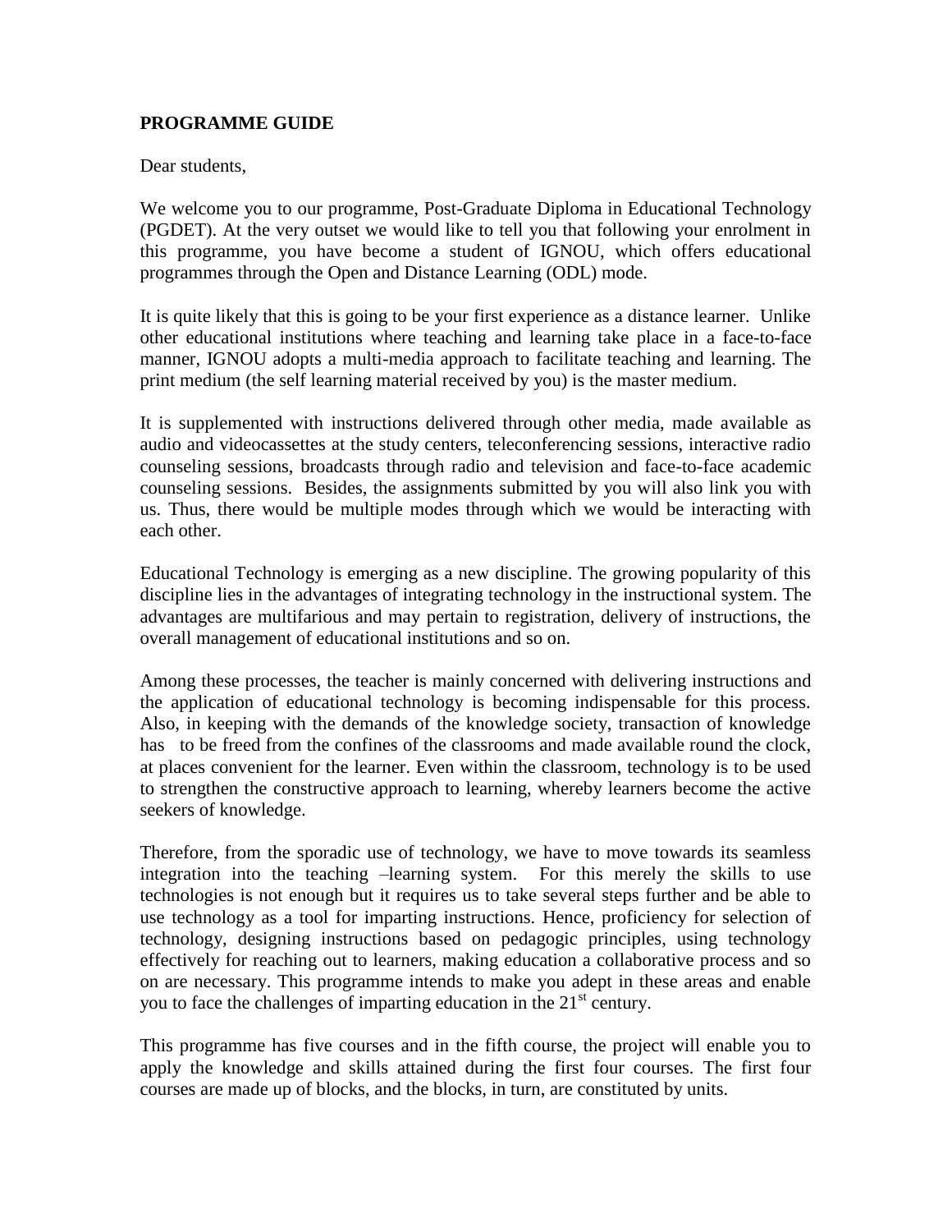**PROGRAMME GUIDE**

Dear students,

We welcome you to our programme, Post-Graduate Diploma in Educational Technology (PGDET). At the very outset we would like to tell you that following your enrolment in this programme, you have become a student of IGNOU, which offers educational programmes through the Open and Distance Learning (ODL) mode.

It is quite likely that this is going to be your first experience as a distance learner. Unlike other educational institutions where teaching and learning take place in a face-to-face manner, IGNOU adopts a multi-media approach to facilitate teaching and learning. The print medium (the self learning material received by you) is the master medium.

It is supplemented with instructions delivered through other media, made available as audio and videocassettes at the study centers, teleconferencing sessions, interactive radio counseling sessions, broadcasts through radio and television and face-to-face academic counseling sessions. Besides, the assignments submitted by you will also link you with us. Thus, there would be multiple modes through which we would be interacting with each other.

Educational Technology is emerging as a new discipline. The growing popularity of this discipline lies in the advantages of integrating technology in the instructional system. The advantages are multifarious and may pertain to registration, delivery of instructions, the overall management of educational institutions and so on.

Among these processes, the teacher is mainly concerned with delivering instructions and the application of educational technology is becoming indispensable for this process. Also, in keeping with the demands of the knowledge society, transaction of knowledge has to be freed from the confines of the classrooms and made available round the clock, at places convenient for the learner. Even within the classroom, technology is to be used to strengthen the constructive approach to learning, whereby learners become the active seekers of knowledge.

Therefore, from the sporadic use of technology, we have to move towards its seamless integration into the teaching –learning system. For this merely the skills to use technologies is not enough but it requires us to take several steps further and be able to use technology as a tool for imparting instructions. Hence, proficiency for selection of technology, designing instructions based on pedagogic principles, using technology effectively for reaching out to learners, making education a collaborative process and so on are necessary. This programme intends to make you adept in these areas and enable you to face the challenges of imparting education in the 21st century.

This programme has five courses and in the fifth course, the project will enable you to apply the knowledge and skills attained during the first four courses. The first four courses are made up of blocks, and the blocks, in turn, are constituted by units.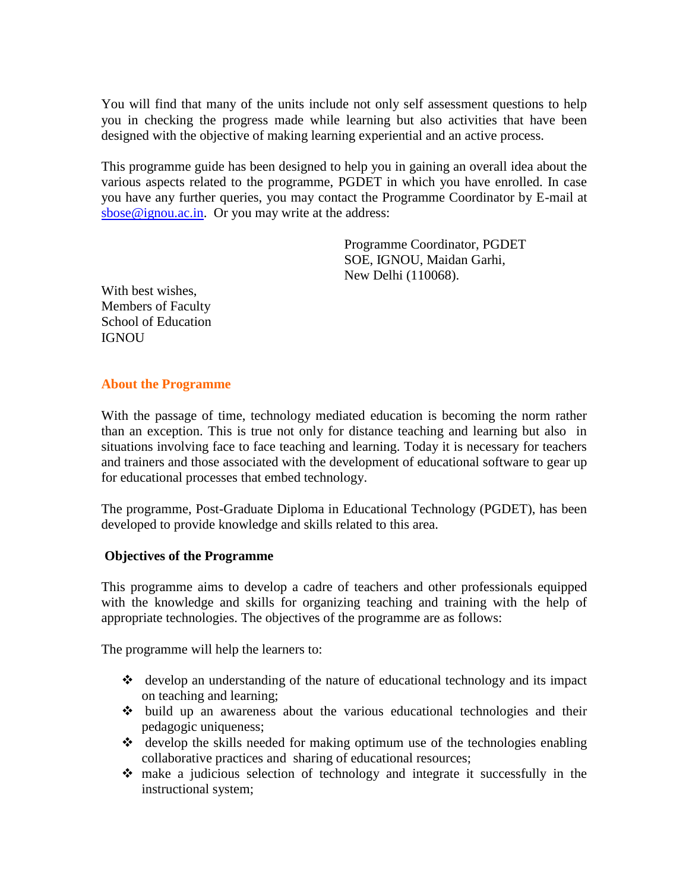You will find that many of the units include not only self assessment questions to help you in checking the progress made while learning but also activities that have been designed with the objective of making learning experiential and an active process.

This programme guide has been designed to help you in gaining an overall idea about the various aspects related to the programme, PGDET in which you have enrolled. In case you have any further queries, you may contact the Programme Coordinator by E-mail at sbose@ignou.ac.in. Or you may write at the address:

Programme Coordinator, PGDET
SOE, IGNOU, Maidan Garhi,
New Delhi (110068).

With best wishes,
Members of Faculty
School of Education
IGNOU

## About the Programme

With the passage of time, technology mediated education is becoming the norm rather than an exception. This is true not only for distance teaching and learning but also in situations involving face to face teaching and learning. Today it is necessary for teachers and trainers and those associated with the development of educational software to gear up for educational processes that embed technology.

The programme, Post-Graduate Diploma in Educational Technology (PGDET), has been developed to provide knowledge and skills related to this area.

### Objectives of the Programme

This programme aims to develop a cadre of teachers and other professionals equipped with the knowledge and skills for organizing teaching and training with the help of appropriate technologies. The objectives of the programme are as follows:

The programme will help the learners to:

- develop an understanding of the nature of educational technology and its impact on teaching and learning;
- build up an awareness about the various educational technologies and their pedagogic uniqueness;
- develop the skills needed for making optimum use of the technologies enabling collaborative practices and sharing of educational resources;
- make a judicious selection of technology and integrate it successfully in the instructional system;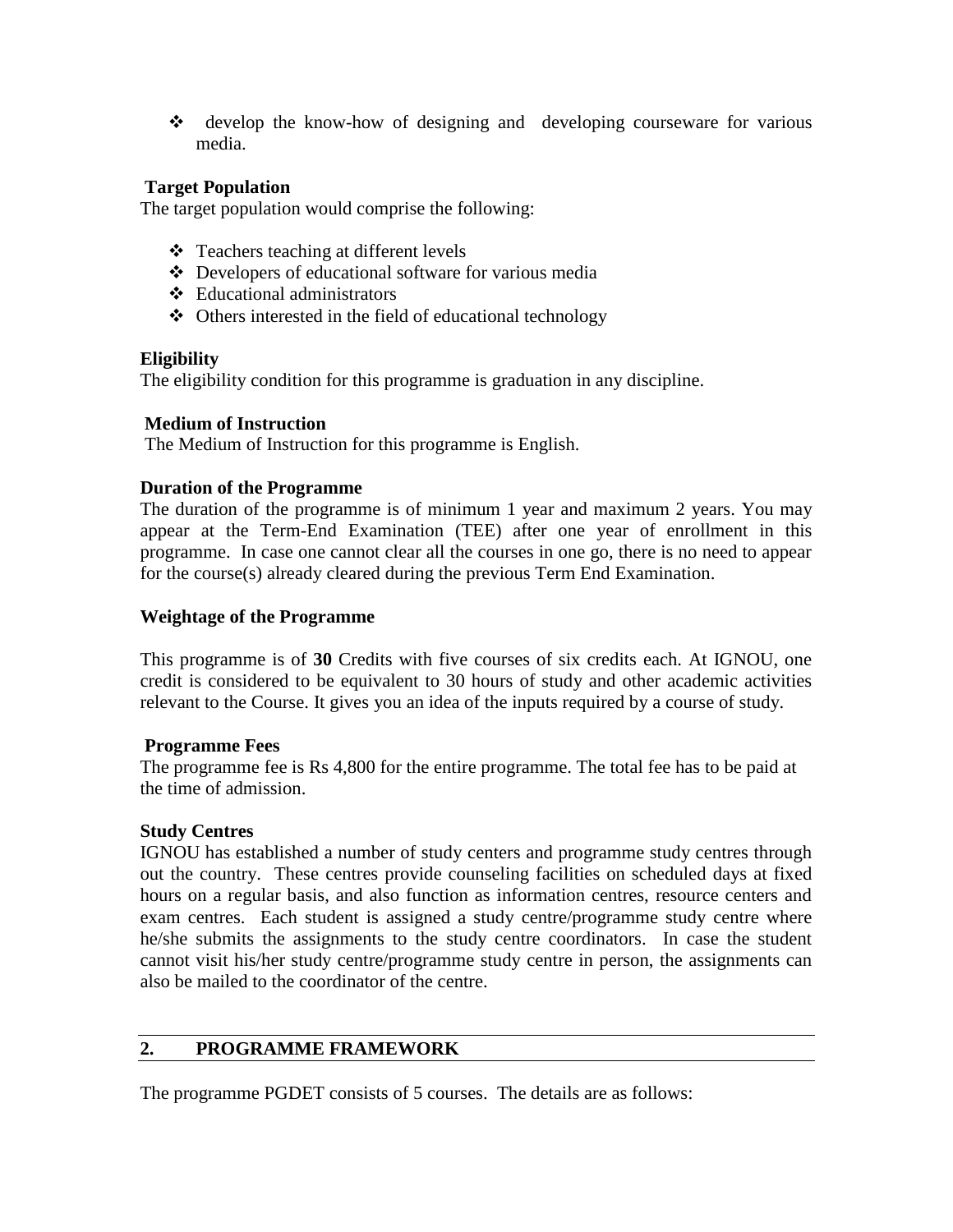- develop the know-how of designing and developing courseware for various media.

**Target Population**

The target population would comprise the following:

- Teachers teaching at different levels
- Developers of educational software for various media
- Educational administrators
- Others interested in the field of educational technology

**Eligibility**

The eligibility condition for this programme is graduation in any discipline.

**Medium of Instruction**

The Medium of Instruction for this programme is English.

**Duration of the Programme**

The duration of the programme is of minimum 1 year and maximum 2 years. You may appear at the Term-End Examination (TEE) after one year of enrollment in this programme. In case one cannot clear all the courses in one go, there is no need to appear for the course(s) already cleared during the previous Term End Examination.

**Weightage of the Programme**

This programme is of **30** Credits with five courses of six credits each. At IGNOU, one credit is considered to be equivalent to 30 hours of study and other academic activities relevant to the Course. It gives you an idea of the inputs required by a course of study.

**Programme Fees**

The programme fee is Rs 4,800 for the entire programme. The total fee has to be paid at the time of admission.

**Study Centres**

IGNOU has established a number of study centers and programme study centres through out the country. These centres provide counseling facilities on scheduled days at fixed hours on a regular basis, and also function as information centres, resource centers and exam centres. Each student is assigned a study centre/programme study centre where he/she submits the assignments to the study centre coordinators. In case the student cannot visit his/her study centre/programme study centre in person, the assignments can also be mailed to the coordinator of the centre.

## 2. PROGRAMME FRAMEWORK

The programme PGDET consists of 5 courses. The details are as follows: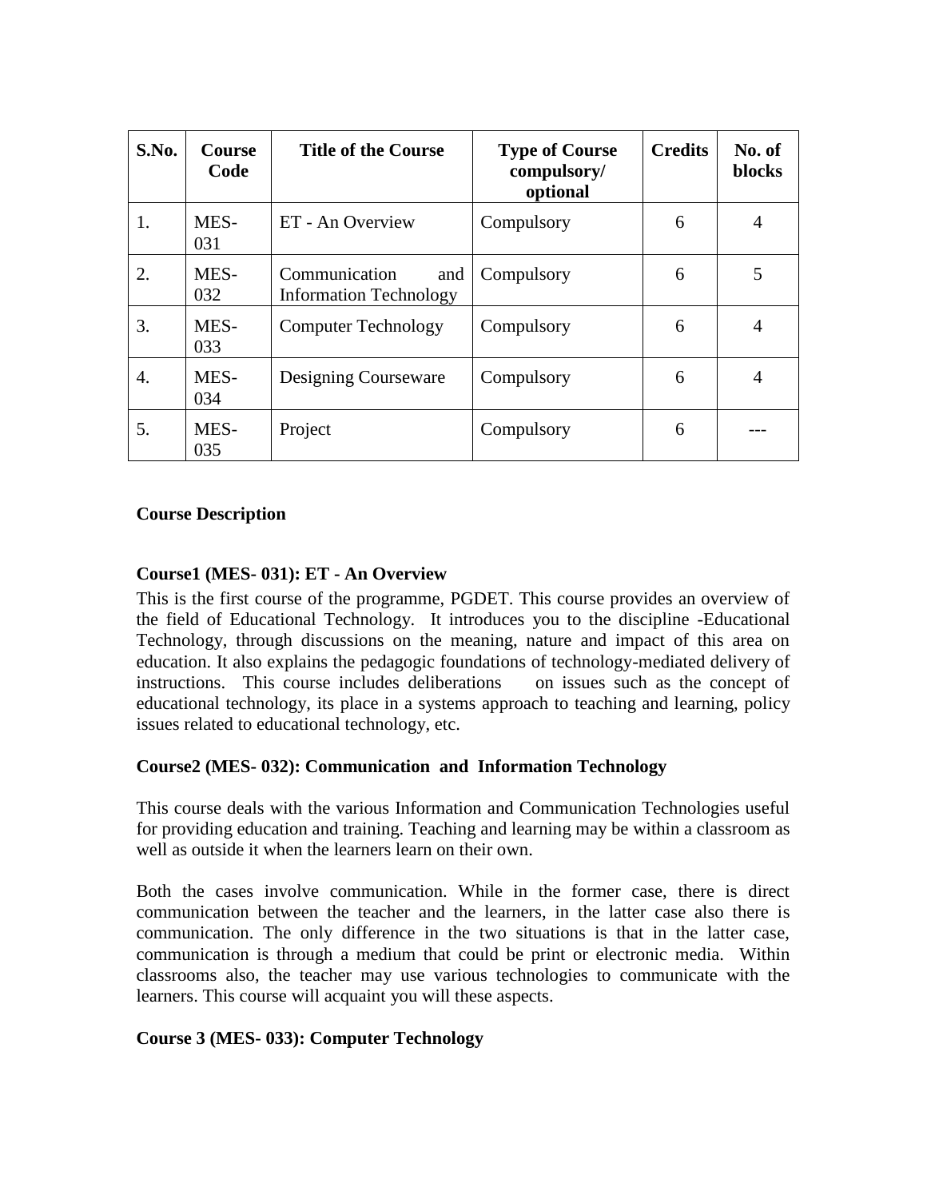| S.No. | Course Code | Title of the Course | Type of Course compulsory/ optional | Credits | No. of blocks |
|---|---|---|---|---|---|
| 1. | MES-031 | ET - An Overview | Compulsory | 6 | 4 |
| 2. | MES-032 | Communication and Information Technology | Compulsory | 6 | 5 |
| 3. | MES-033 | Computer Technology | Compulsory | 6 | 4 |
| 4. | MES-034 | Designing Courseware | Compulsory | 6 | 4 |
| 5. | MES-035 | Project | Compulsory | 6 | --- |

**Course Description**

**Course1 (MES- 031): ET - An Overview**

This is the first course of the programme, PGDET. This course provides an overview of the field of Educational Technology. It introduces you to the discipline -Educational Technology, through discussions on the meaning, nature and impact of this area on education. It also explains the pedagogic foundations of technology-mediated delivery of instructions. This course includes deliberations on issues such as the concept of educational technology, its place in a systems approach to teaching and learning, policy issues related to educational technology, etc.

**Course2 (MES- 032): Communication and Information Technology**

This course deals with the various Information and Communication Technologies useful for providing education and training. Teaching and learning may be within a classroom as well as outside it when the learners learn on their own.

Both the cases involve communication. While in the former case, there is direct communication between the teacher and the learners, in the latter case also there is communication. The only difference in the two situations is that in the latter case, communication is through a medium that could be print or electronic media. Within classrooms also, the teacher may use various technologies to communicate with the learners. This course will acquaint you will these aspects.

**Course 3 (MES- 033): Computer Technology**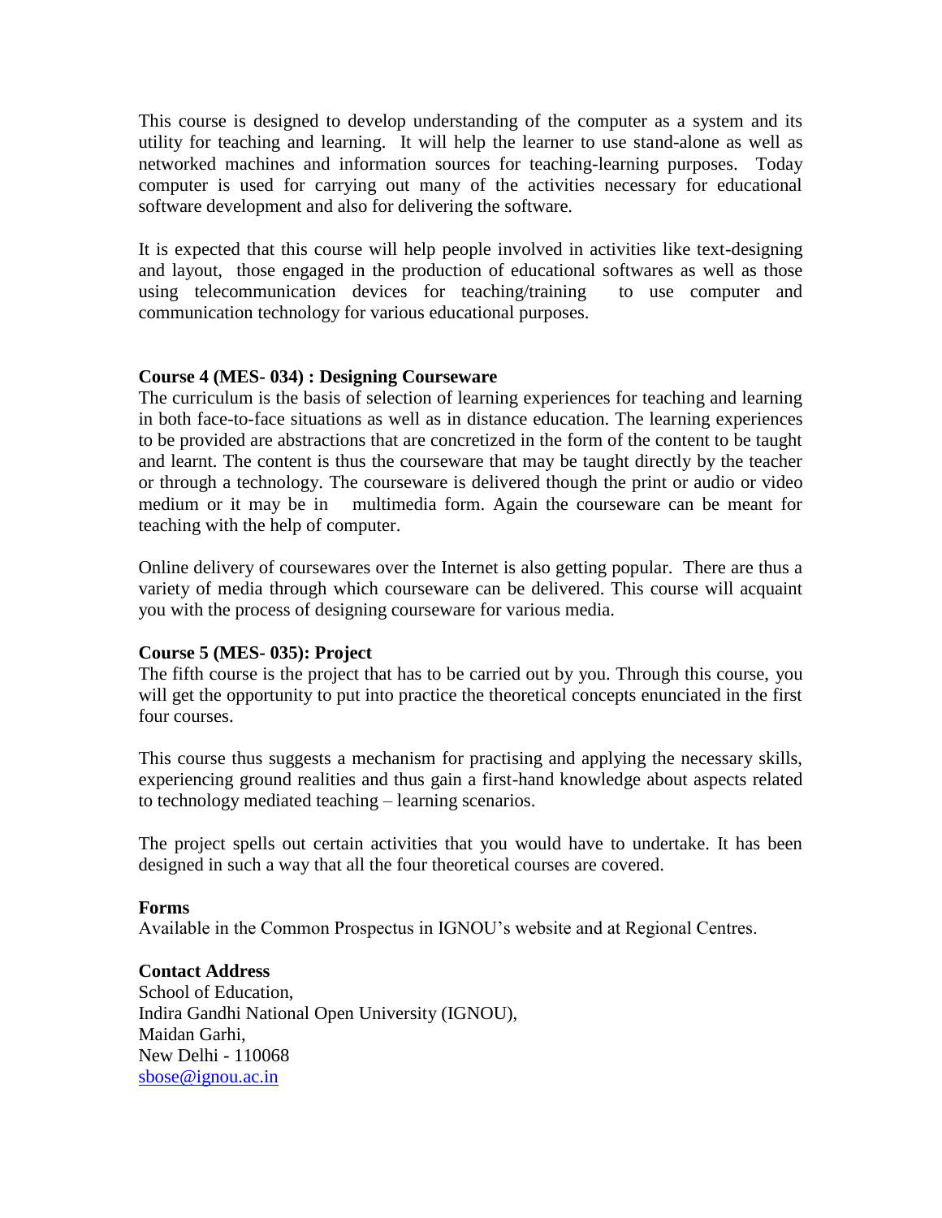This course is designed to develop understanding of the computer as a system and its utility for teaching and learning. It will help the learner to use stand-alone as well as networked machines and information sources for teaching-learning purposes. Today computer is used for carrying out many of the activities necessary for educational software development and also for delivering the software.

It is expected that this course will help people involved in activities like text-designing and layout, those engaged in the production of educational softwares as well as those using telecommunication devices for teaching/training to use computer and communication technology for various educational purposes.

**Course 4 (MES- 034) : Designing Courseware**

The curriculum is the basis of selection of learning experiences for teaching and learning in both face-to-face situations as well as in distance education. The learning experiences to be provided are abstractions that are concretized in the form of the content to be taught and learnt. The content is thus the courseware that may be taught directly by the teacher or through a technology. The courseware is delivered though the print or audio or video medium or it may be in multimedia form. Again the courseware can be meant for teaching with the help of computer.

Online delivery of coursewares over the Internet is also getting popular. There are thus a variety of media through which courseware can be delivered. This course will acquaint you with the process of designing courseware for various media.

**Course 5 (MES- 035): Project**

The fifth course is the project that has to be carried out by you. Through this course, you will get the opportunity to put into practice the theoretical concepts enunciated in the first four courses.

This course thus suggests a mechanism for practising and applying the necessary skills, experiencing ground realities and thus gain a first-hand knowledge about aspects related to technology mediated teaching – learning scenarios.

The project spells out certain activities that you would have to undertake. It has been designed in such a way that all the four theoretical courses are covered.

**Forms**

Available in the Common Prospectus in IGNOU's website and at Regional Centres.

**Contact Address**

School of Education,
Indira Gandhi National Open University (IGNOU),
Maidan Garhi,
New Delhi - 110068
sbose@ignou.ac.in